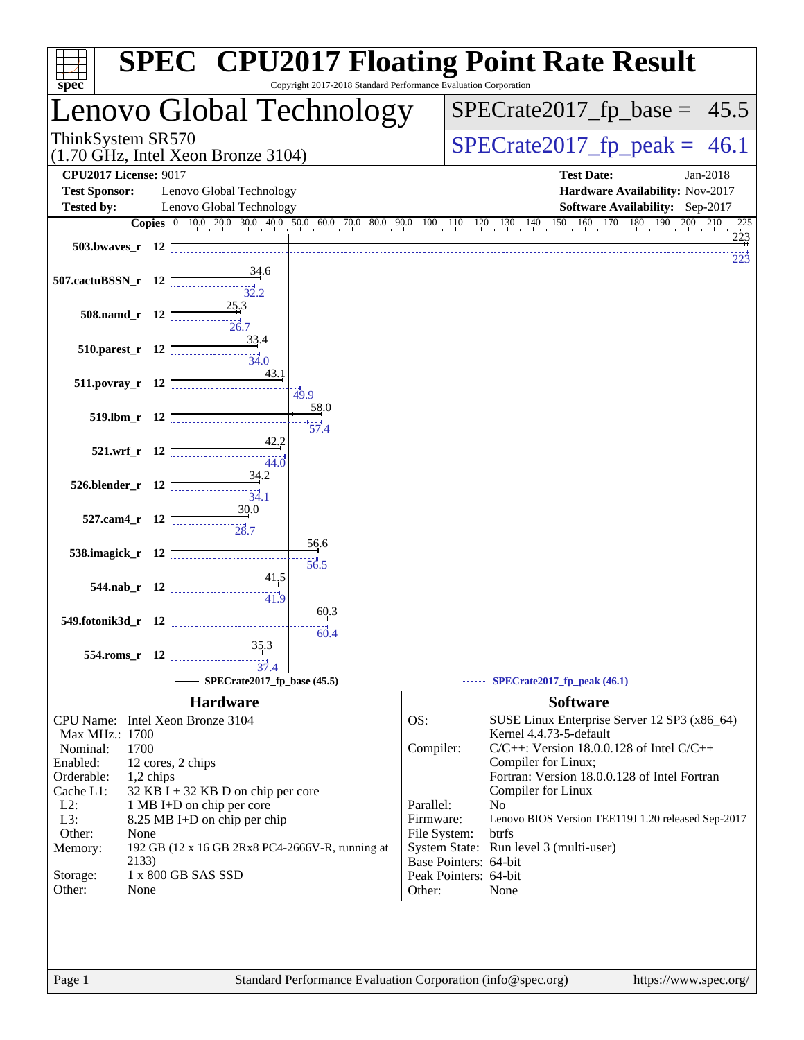# SPEC CPU2017 Floating Point Rate Result

Copyright 2017-2018 Standard Performance Evaluation Corporation

## Lenovo Global Technology

ThinkSystem SR570
(1.70 GHz, Intel Xeon Bronze 3104)

SPECrate2017_fp_base = 45.5

SPECrate2017_fp_peak = 46.1

**CPU2017 License:** 9017
**Test Sponsor:** Lenovo Global Technology
**Tested by:** Lenovo Global Technology

**Test Date:** Jan-2018
**Hardware Availability:** Nov-2017
**Software Availability:** Sep-2017

| Benchmark | Copies | Base | Peak |
|---|---|---|---|
| 503.bwaves_r | 12 | 223 | 223 |
| 507.cactuBSSN_r | 12 | 34.6 | 32.2 |
| 508.namd_r | 12 | 25.3 | 26.7 |
| 510.parest_r | 12 | 33.4 | 34.0 |
| 511.povray_r | 12 | 43.1 | 49.9 |
| 519.lbm_r | 12 | 58.0 | 57.4 |
| 521.wrf_r | 12 | 42.2 | 44.0 |
| 526.blender_r | 12 | 34.2 | 34.1 |
| 527.cam4_r | 12 | 30.0 | 28.7 |
| 538.imagick_r | 12 | 56.6 | 56.5 |
| 544.nab_r | 12 | 41.5 | 41.9 |
| 549.fotonik3d_r | 12 | 60.3 | 60.4 |
| 554.roms_r | 12 | 35.3 | 37.4 |

SPECrate2017_fp_base (45.5)
SPECrate2017_fp_peak (46.1)

### Hardware

| | |
|---|---|
| CPU Name: | Intel Xeon Bronze 3104 |
| Max MHz.: | 1700 |
| Nominal: | 1700 |
| Enabled: | 12 cores, 2 chips |
| Orderable: | 1,2 chips |
| Cache L1: | 32 KB I + 32 KB D on chip per core |
| L2: | 1 MB I+D on chip per core |
| L3: | 8.25 MB I+D on chip per chip |
| Other: | None |
| Memory: | 192 GB (12 x 16 GB 2Rx8 PC4-2666V-R, running at 2133) |
| Storage: | 1 x 800 GB SAS SSD |
| Other: | None |

### Software

| | |
|---|---|
| OS: | SUSE Linux Enterprise Server 12 SP3 (x86_64) Kernel 4.4.73-5-default |
| Compiler: | C/C++: Version 18.0.0.128 of Intel C/C++ Compiler for Linux; Fortran: Version 18.0.0.128 of Intel Fortran Compiler for Linux |
| Parallel: | No |
| Firmware: | Lenovo BIOS Version TEE119J 1.20 released Sep-2017 |
| File System: | btrfs |
| System State: | Run level 3 (multi-user) |
| Base Pointers: | 64-bit |
| Peak Pointers: | 64-bit |
| Other: | None |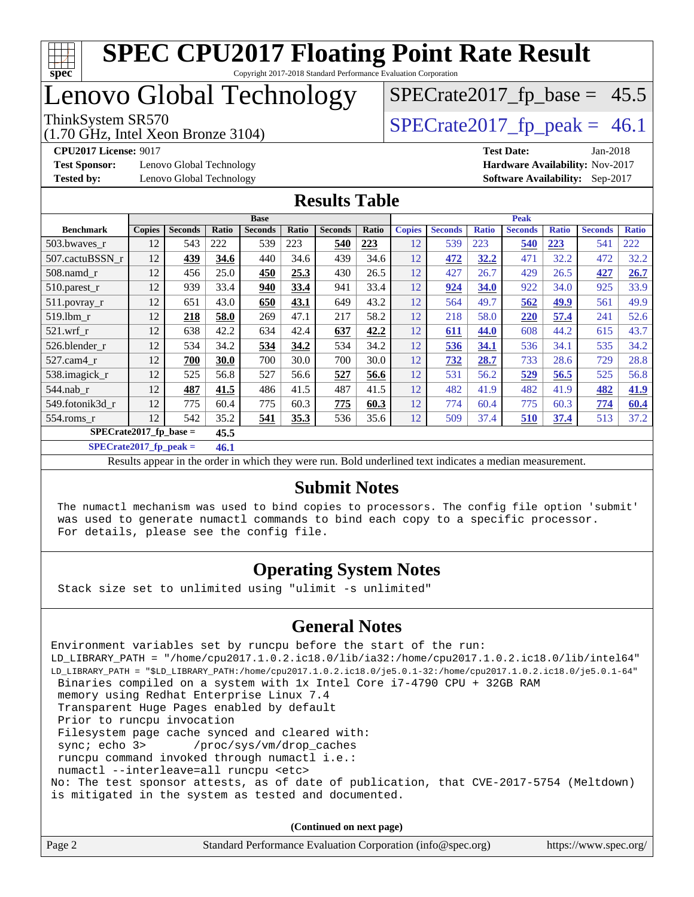# SPEC CPU2017 Floating Point Rate Result

Copyright 2017-2018 Standard Performance Evaluation Corporation

# Lenovo Global Technology

ThinkSystem SR570
(1.70 GHz, Intel Xeon Bronze 3104)

SPECrate2017_fp_base = 45.5

SPECrate2017_fp_peak = 46.1

**CPU2017 License:** 9017
**Test Sponsor:** Lenovo Global Technology
**Tested by:** Lenovo Global Technology

**Test Date:** Jan-2018
**Hardware Availability:** Nov-2017
**Software Availability:** Sep-2017

## Results Table

| | Base | | | | | | | Peak | | | | | | |
|---|---|---|---|---|---|---|---|---|---|---|---|---|---|---|
| **Benchmark** | **Copies** | **Seconds** | **Ratio** | **Seconds** | **Ratio** | **Seconds** | **Ratio** | **Copies** | **Seconds** | **Ratio** | **Seconds** | **Ratio** | **Seconds** | **Ratio** |
| 503.bwaves_r | 12 | 543 | 222 | 539 | 223 | **540** | **223** | 12 | 539 | 223 | **540** | **223** | 541 | 222 |
| 507.cactuBSSN_r | 12 | **439** | **34.6** | 440 | 34.6 | 439 | 34.6 | 12 | **472** | **32.2** | 471 | 32.2 | 472 | 32.2 |
| 508.namd_r | 12 | 456 | 25.0 | **450** | **25.3** | 430 | 26.5 | 12 | 427 | 26.7 | 429 | 26.5 | **427** | **26.7** |
| 510.parest_r | 12 | 939 | 33.4 | **940** | **33.4** | 941 | 33.4 | 12 | **924** | **34.0** | 922 | 34.0 | 925 | 33.9 |
| 511.povray_r | 12 | 651 | 43.0 | **650** | **43.1** | 649 | 43.2 | 12 | 564 | 49.7 | **562** | **49.9** | 561 | 49.9 |
| 519.lbm_r | 12 | **218** | **58.0** | 269 | 47.1 | 217 | 58.2 | 12 | 218 | 58.0 | **220** | **57.4** | 241 | 52.6 |
| 521.wrf_r | 12 | 638 | 42.2 | 634 | 42.4 | **637** | **42.2** | 12 | **611** | **44.0** | 608 | 44.2 | 615 | 43.7 |
| 526.blender_r | 12 | 534 | 34.2 | **534** | **34.2** | 534 | 34.2 | 12 | **536** | **34.1** | 536 | 34.1 | 535 | 34.2 |
| 527.cam4_r | 12 | **700** | **30.0** | 700 | 30.0 | 700 | 30.0 | 12 | **732** | **28.7** | 733 | 28.6 | 729 | 28.8 |
| 538.imagick_r | 12 | 525 | 56.8 | 527 | 56.6 | **527** | **56.6** | 12 | 531 | 56.2 | **529** | **56.5** | 525 | 56.8 |
| 544.nab_r | 12 | **487** | **41.5** | 486 | 41.5 | 487 | 41.5 | 12 | 482 | 41.9 | 482 | 41.9 | **482** | **41.9** |
| 549.fotonik3d_r | 12 | 775 | 60.4 | 775 | 60.3 | **775** | **60.3** | 12 | 774 | 60.4 | 775 | 60.3 | **774** | **60.4** |
| 554.roms_r | 12 | 542 | 35.2 | **541** | **35.3** | 536 | 35.6 | 12 | 509 | 37.4 | **510** | **37.4** | 513 | 37.2 |

**SPECrate2017_fp_base = 45.5**

**SPECrate2017_fp_peak = 46.1**

Results appear in the order in which they were run. Bold underlined text indicates a median measurement.

## Submit Notes

```
The numactl mechanism was used to bind copies to processors. The config file option 'submit'
was used to generate numactl commands to bind each copy to a specific processor.
For details, please see the config file.
```

## Operating System Notes

```
Stack size set to unlimited using "ulimit -s unlimited"
```

## General Notes

```
Environment variables set by runcpu before the start of the run:
LD_LIBRARY_PATH = "/home/cpu2017.1.0.2.ic18.0/lib/ia32:/home/cpu2017.1.0.2.ic18.0/lib/intel64"
LD_LIBRARY_PATH = "$LD_LIBRARY_PATH:/home/cpu2017.1.0.2.ic18.0/je5.0.1-32:/home/cpu2017.1.0.2.ic18.0/je5.0.1-64"
 Binaries compiled on a system with 1x Intel Core i7-4790 CPU + 32GB RAM
 memory using Redhat Enterprise Linux 7.4
 Transparent Huge Pages enabled by default
 Prior to runcpu invocation
 Filesystem page cache synced and cleared with:
 sync; echo 3>       /proc/sys/vm/drop_caches
 runcpu command invoked through numactl i.e.:
 numactl --interleave=all runcpu <etc>
No: The test sponsor attests, as of date of publication, that CVE-2017-5754 (Meltdown)
is mitigated in the system as tested and documented.
```

**(Continued on next page)**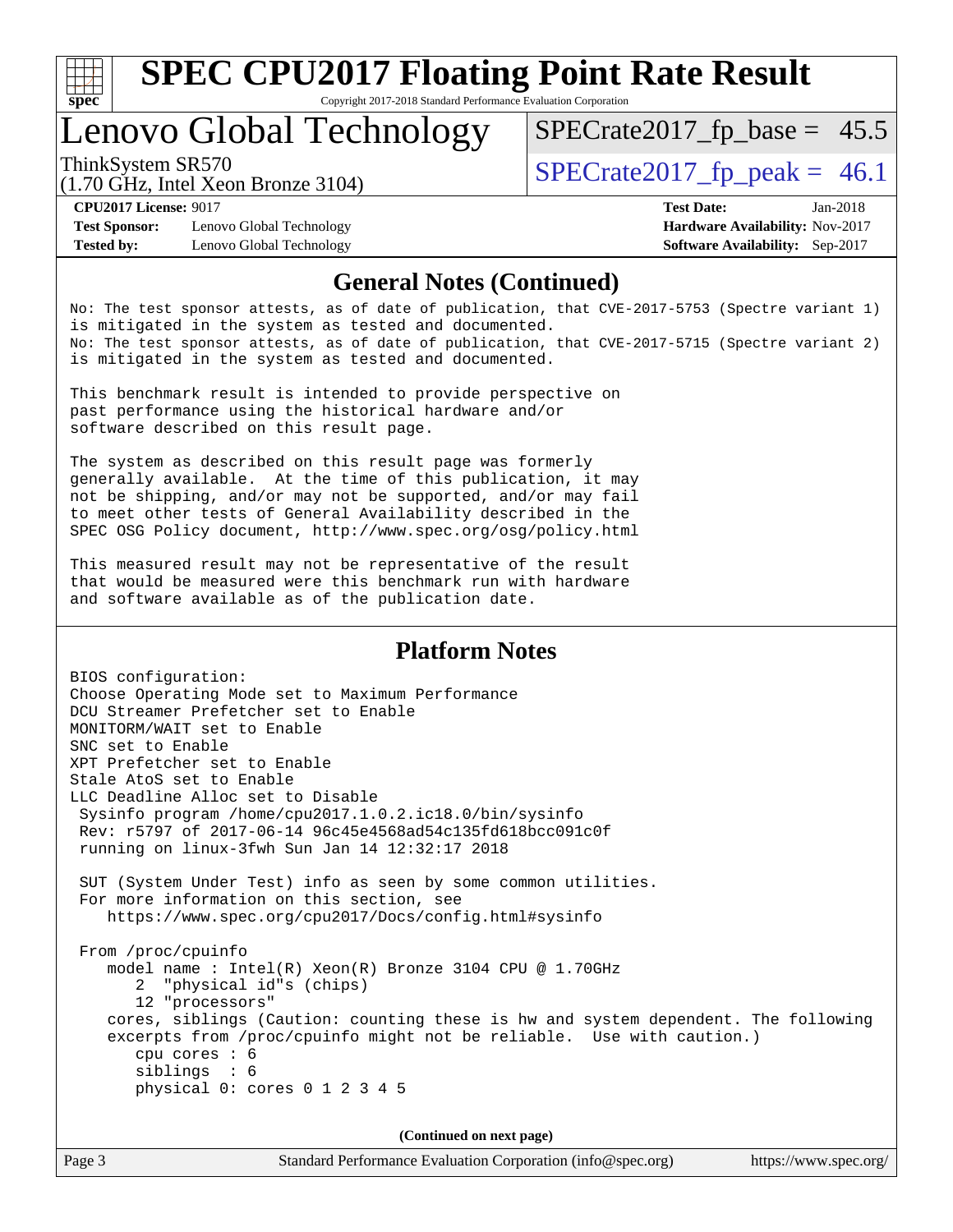## General Notes (Continued)

```
No: The test sponsor attests, as of date of publication, that CVE-2017-5753 (Spectre variant 1)
is mitigated in the system as tested and documented.
No: The test sponsor attests, as of date of publication, that CVE-2017-5715 (Spectre variant 2)
is mitigated in the system as tested and documented.

This benchmark result is intended to provide perspective on
past performance using the historical hardware and/or
software described on this result page.

The system as described on this result page was formerly
generally available.  At the time of this publication, it may
not be shipping, and/or may not be supported, and/or may fail
to meet other tests of General Availability described in the
SPEC OSG Policy document, http://www.spec.org/osg/policy.html

This measured result may not be representative of the result
that would be measured were this benchmark run with hardware
and software available as of the publication date.
```

## Platform Notes

```
BIOS configuration:
Choose Operating Mode set to Maximum Performance
DCU Streamer Prefetcher set to Enable
MONITORM/WAIT set to Enable
SNC set to Enable
XPT Prefetcher set to Enable
Stale AtoS set to Enable
LLC Deadline Alloc set to Disable
 Sysinfo program /home/cpu2017.1.0.2.ic18.0/bin/sysinfo
 Rev: r5797 of 2017-06-14 96c45e4568ad54c135fd618bcc091c0f
 running on linux-3fwh Sun Jan 14 12:32:17 2018

 SUT (System Under Test) info as seen by some common utilities.
 For more information on this section, see
    https://www.spec.org/cpu2017/Docs/config.html#sysinfo

 From /proc/cpuinfo
    model name : Intel(R) Xeon(R) Bronze 3104 CPU @ 1.70GHz
       2  "physical id"s (chips)
       12 "processors"
    cores, siblings (Caution: counting these is hw and system dependent. The following
    excerpts from /proc/cpuinfo might not be reliable.  Use with caution.)
       cpu cores : 6
       siblings  : 6
       physical 0: cores 0 1 2 3 4 5
```

(Continued on next page)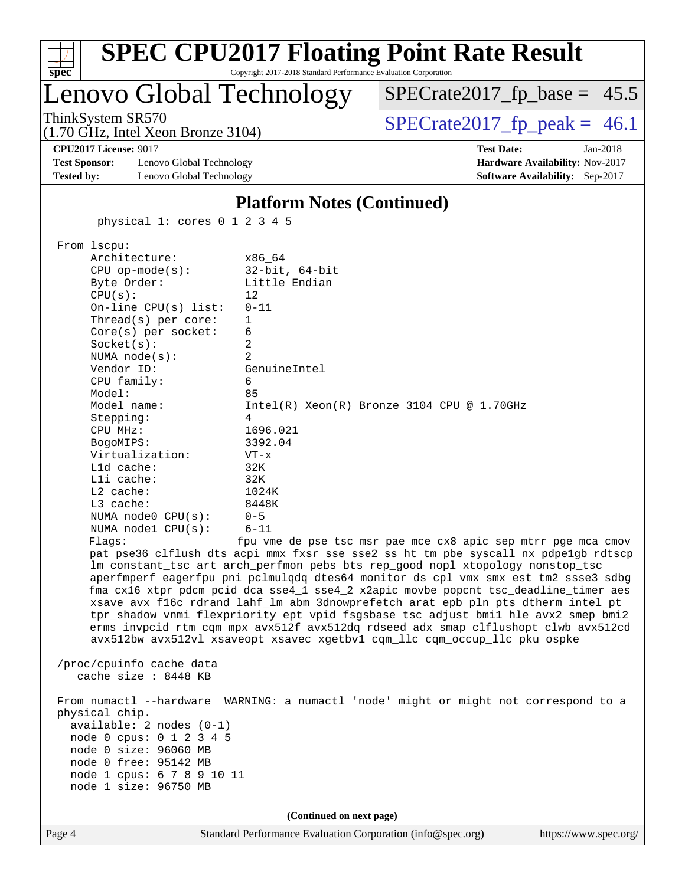## Platform Notes (Continued)

```
       physical 1: cores 0 1 2 3 4 5

  From lscpu:
       Architecture:          x86_64
       CPU op-mode(s):        32-bit, 64-bit
       Byte Order:            Little Endian
       CPU(s):                12
       On-line CPU(s) list:   0-11
       Thread(s) per core:    1
       Core(s) per socket:    6
       Socket(s):             2
       NUMA node(s):          2
       Vendor ID:             GenuineIntel
       CPU family:            6
       Model:                 85
       Model name:            Intel(R) Xeon(R) Bronze 3104 CPU @ 1.70GHz
       Stepping:              4
       CPU MHz:               1696.021
       BogoMIPS:              3392.04
       Virtualization:        VT-x
       L1d cache:             32K
       L1i cache:             32K
       L2 cache:              1024K
       L3 cache:              8448K
       NUMA node0 CPU(s):     0-5
       NUMA node1 CPU(s):     6-11
       Flags:                 fpu vme de pse tsc msr pae mce cx8 apic sep mtrr pge mca cmov
       pat pse36 clflush dts acpi mmx fxsr sse sse2 ss ht tm pbe syscall nx pdpe1gb rdtscp
       lm constant_tsc art arch_perfmon pebs bts rep_good nopl xtopology nonstop_tsc
       aperfmperf eagerfpu pni pclmulqdq dtes64 monitor ds_cpl vmx smx est tm2 ssse3 sdbg
       fma cx16 xtpr pdcm pcid dca sse4_1 sse4_2 x2apic movbe popcnt tsc_deadline_timer aes
       xsave avx f16c rdrand lahf_lm abm 3dnowprefetch arat epb pln pts dtherm intel_pt
       tpr_shadow vnmi flexpriority ept vpid fsgsbase tsc_adjust bmi1 hle avx2 smep bmi2
       erms invpcid rtm cqm mpx avx512f avx512dq rdseed adx smap clflushopt clwb avx512cd
       avx512bw avx512vl xsaveopt xsavec xgetbv1 cqm_llc cqm_occup_llc pku ospke

  /proc/cpuinfo cache data
     cache size : 8448 KB

  From numactl --hardware  WARNING: a numactl 'node' might or might not correspond to a
  physical chip.
    available: 2 nodes (0-1)
    node 0 cpus: 0 1 2 3 4 5
    node 0 size: 96060 MB
    node 0 free: 95142 MB
    node 1 cpus: 6 7 8 9 10 11
    node 1 size: 96750 MB
```

(Continued on next page)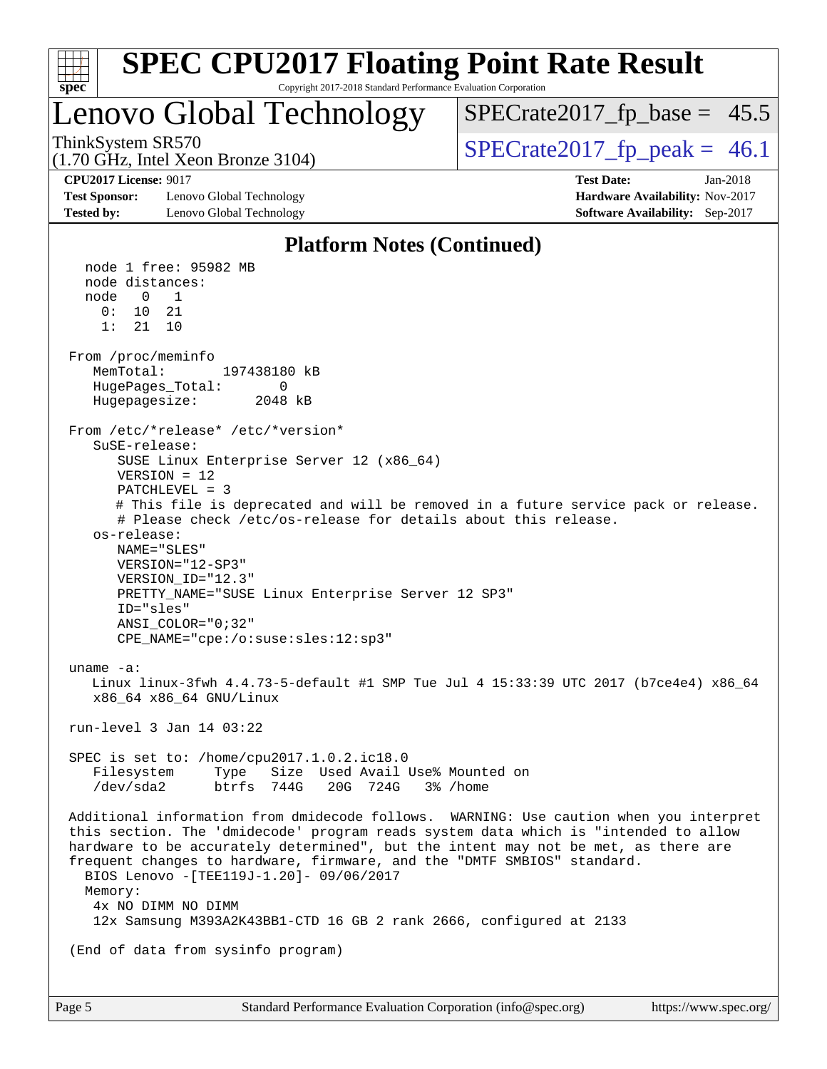## Platform Notes (Continued)

```
  node 1 free: 95982 MB
  node distances:
  node   0   1
    0:  10  21
    1:  21  10

From /proc/meminfo
   MemTotal:       197438180 kB
   HugePages_Total:       0
   Hugepagesize:       2048 kB

From /etc/*release* /etc/*version*
   SuSE-release:
      SUSE Linux Enterprise Server 12 (x86_64)
      VERSION = 12
      PATCHLEVEL = 3
      # This file is deprecated and will be removed in a future service pack or release.
      # Please check /etc/os-release for details about this release.
   os-release:
      NAME="SLES"
      VERSION="12-SP3"
      VERSION_ID="12.3"
      PRETTY_NAME="SUSE Linux Enterprise Server 12 SP3"
      ID="sles"
      ANSI_COLOR="0;32"
      CPE_NAME="cpe:/o:suse:sles:12:sp3"

uname -a:
   Linux linux-3fwh 4.4.73-5-default #1 SMP Tue Jul 4 15:33:39 UTC 2017 (b7ce4e4) x86_64
   x86_64 x86_64 GNU/Linux

run-level 3 Jan 14 03:22

SPEC is set to: /home/cpu2017.1.0.2.ic18.0
   Filesystem     Type   Size  Used Avail Use% Mounted on
   /dev/sda2      btrfs  744G   20G  724G   3% /home

Additional information from dmidecode follows.  WARNING: Use caution when you interpret
this section. The 'dmidecode' program reads system data which is "intended to allow
hardware to be accurately determined", but the intent may not be met, as there are
frequent changes to hardware, firmware, and the "DMTF SMBIOS" standard.
  BIOS Lenovo -[TEE119J-1.20]- 09/06/2017
  Memory:
   4x NO DIMM NO DIMM
   12x Samsung M393A2K43BB1-CTD 16 GB 2 rank 2666, configured at 2133

(End of data from sysinfo program)
```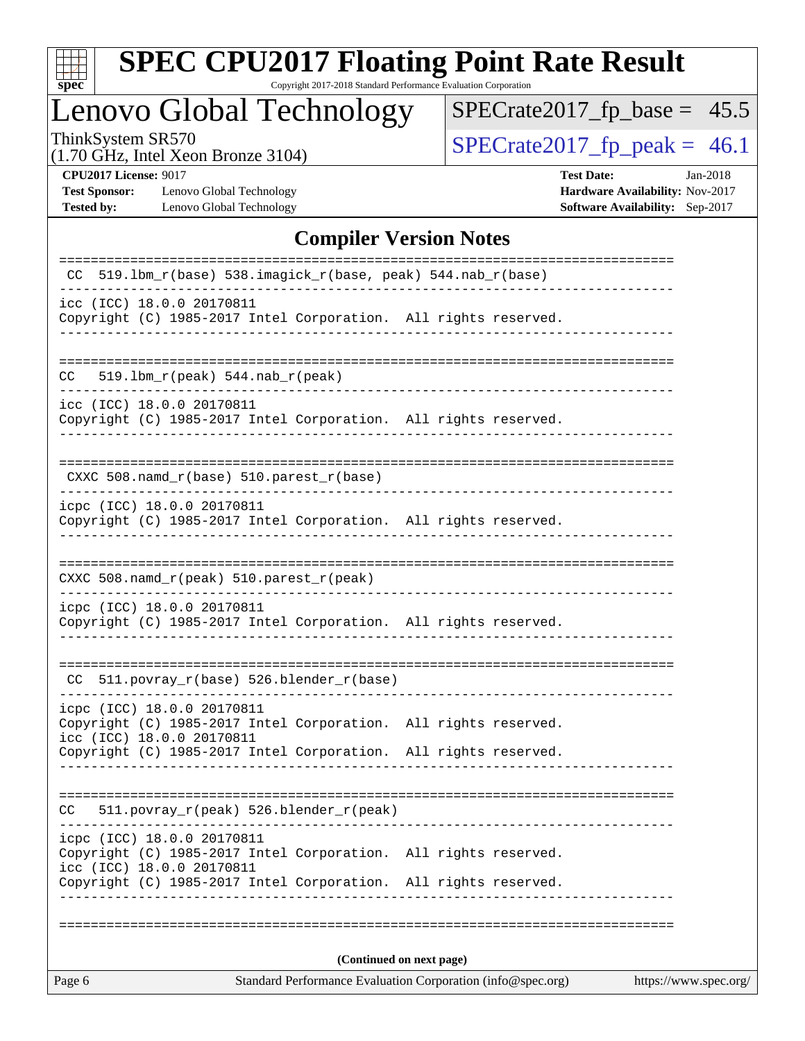# SPEC CPU2017 Floating Point Rate Result

Copyright 2017-2018 Standard Performance Evaluation Corporation

## Lenovo Global Technology

ThinkSystem SR570
(1.70 GHz, Intel Xeon Bronze 3104)

SPECrate2017_fp_base = 45.5

SPECrate2017_fp_peak = 46.1

**CPU2017 License:** 9017
**Test Sponsor:** Lenovo Global Technology
**Tested by:** Lenovo Global Technology

**Test Date:** Jan-2018
**Hardware Availability:** Nov-2017
**Software Availability:** Sep-2017

### Compiler Version Notes

```
==============================================================================
 CC  519.lbm_r(base) 538.imagick_r(base, peak) 544.nab_r(base)
------------------------------------------------------------------------------
icc (ICC) 18.0.0 20170811
Copyright (C) 1985-2017 Intel Corporation.  All rights reserved.
------------------------------------------------------------------------------

==============================================================================
CC   519.lbm_r(peak) 544.nab_r(peak)
------------------------------------------------------------------------------
icc (ICC) 18.0.0 20170811
Copyright (C) 1985-2017 Intel Corporation.  All rights reserved.
------------------------------------------------------------------------------

==============================================================================
 CXXC 508.namd_r(base) 510.parest_r(base)
------------------------------------------------------------------------------
icpc (ICC) 18.0.0 20170811
Copyright (C) 1985-2017 Intel Corporation.  All rights reserved.
------------------------------------------------------------------------------

==============================================================================
CXXC 508.namd_r(peak) 510.parest_r(peak)
------------------------------------------------------------------------------
icpc (ICC) 18.0.0 20170811
Copyright (C) 1985-2017 Intel Corporation.  All rights reserved.
------------------------------------------------------------------------------

==============================================================================
 CC  511.povray_r(base) 526.blender_r(base)
------------------------------------------------------------------------------
icpc (ICC) 18.0.0 20170811
Copyright (C) 1985-2017 Intel Corporation.  All rights reserved.
icc (ICC) 18.0.0 20170811
Copyright (C) 1985-2017 Intel Corporation.  All rights reserved.
------------------------------------------------------------------------------

==============================================================================
CC   511.povray_r(peak) 526.blender_r(peak)
------------------------------------------------------------------------------
icpc (ICC) 18.0.0 20170811
Copyright (C) 1985-2017 Intel Corporation.  All rights reserved.
icc (ICC) 18.0.0 20170811
Copyright (C) 1985-2017 Intel Corporation.  All rights reserved.
------------------------------------------------------------------------------

==============================================================================
```

**(Continued on next page)**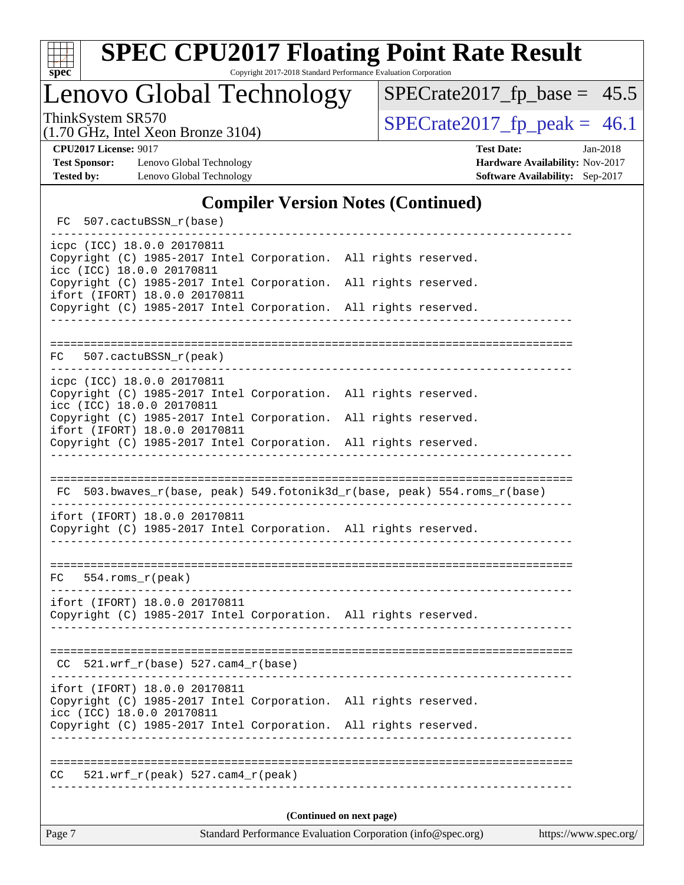## Compiler Version Notes (Continued)

```
 FC  507.cactuBSSN_r(base)
------------------------------------------------------------------------------
icpc (ICC) 18.0.0 20170811
Copyright (C) 1985-2017 Intel Corporation.  All rights reserved.
icc (ICC) 18.0.0 20170811
Copyright (C) 1985-2017 Intel Corporation.  All rights reserved.
ifort (IFORT) 18.0.0 20170811
Copyright (C) 1985-2017 Intel Corporation.  All rights reserved.
------------------------------------------------------------------------------

==============================================================================
 FC  507.cactuBSSN_r(peak)
------------------------------------------------------------------------------
icpc (ICC) 18.0.0 20170811
Copyright (C) 1985-2017 Intel Corporation.  All rights reserved.
icc (ICC) 18.0.0 20170811
Copyright (C) 1985-2017 Intel Corporation.  All rights reserved.
ifort (IFORT) 18.0.0 20170811
Copyright (C) 1985-2017 Intel Corporation.  All rights reserved.
------------------------------------------------------------------------------

==============================================================================
 FC  503.bwaves_r(base, peak) 549.fotonik3d_r(base, peak) 554.roms_r(base)
------------------------------------------------------------------------------
ifort (IFORT) 18.0.0 20170811
Copyright (C) 1985-2017 Intel Corporation.  All rights reserved.
------------------------------------------------------------------------------

==============================================================================
 FC  554.roms_r(peak)
------------------------------------------------------------------------------
ifort (IFORT) 18.0.0 20170811
Copyright (C) 1985-2017 Intel Corporation.  All rights reserved.
------------------------------------------------------------------------------

==============================================================================
 CC  521.wrf_r(base) 527.cam4_r(base)
------------------------------------------------------------------------------
ifort (IFORT) 18.0.0 20170811
Copyright (C) 1985-2017 Intel Corporation.  All rights reserved.
icc (ICC) 18.0.0 20170811
Copyright (C) 1985-2017 Intel Corporation.  All rights reserved.
------------------------------------------------------------------------------

==============================================================================
 CC  521.wrf_r(peak) 527.cam4_r(peak)
------------------------------------------------------------------------------
```

(Continued on next page)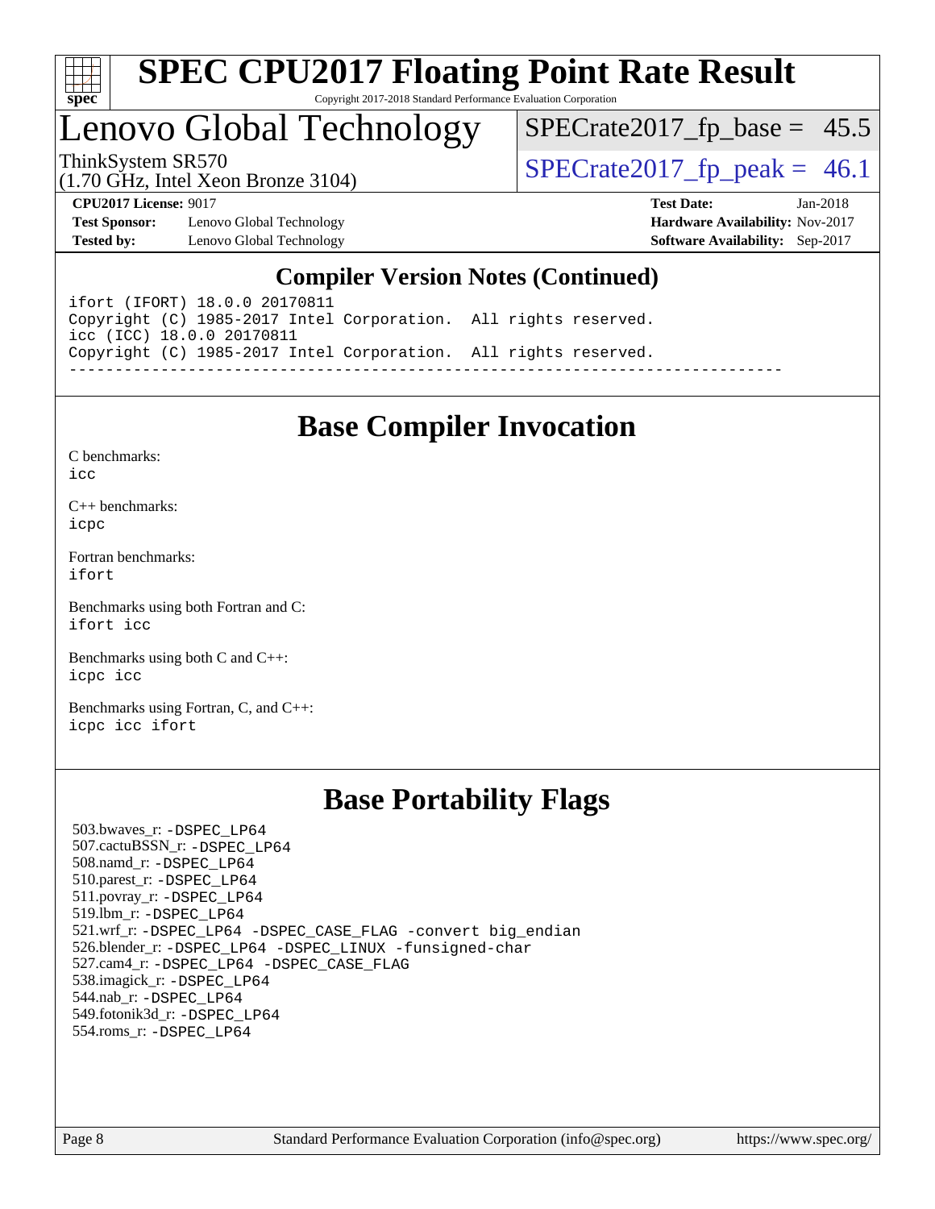# SPEC CPU2017 Floating Point Rate Result

Copyright 2017-2018 Standard Performance Evaluation Corporation

## Lenovo Global Technology

ThinkSystem SR570
(1.70 GHz, Intel Xeon Bronze 3104)

SPECrate2017_fp_base = 45.5
SPECrate2017_fp_peak = 46.1

**CPU2017 License:** 9017
**Test Sponsor:** Lenovo Global Technology
**Tested by:** Lenovo Global Technology
**Test Date:** Jan-2018
**Hardware Availability:** Nov-2017
**Software Availability:** Sep-2017

## Compiler Version Notes (Continued)

```
ifort (IFORT) 18.0.0 20170811
Copyright (C) 1985-2017 Intel Corporation.  All rights reserved.
icc (ICC) 18.0.0 20170811
Copyright (C) 1985-2017 Intel Corporation.  All rights reserved.
------------------------------------------------------------------------------
```

## Base Compiler Invocation

C benchmarks:
icc

C++ benchmarks:
icpc

Fortran benchmarks:
ifort

Benchmarks using both Fortran and C:
ifort icc

Benchmarks using both C and C++:
icpc icc

Benchmarks using Fortran, C, and C++:
icpc icc ifort

## Base Portability Flags

503.bwaves_r: -DSPEC_LP64
507.cactuBSSN_r: -DSPEC_LP64
508.namd_r: -DSPEC_LP64
510.parest_r: -DSPEC_LP64
511.povray_r: -DSPEC_LP64
519.lbm_r: -DSPEC_LP64
521.wrf_r: -DSPEC_LP64 -DSPEC_CASE_FLAG -convert big_endian
526.blender_r: -DSPEC_LP64 -DSPEC_LINUX -funsigned-char
527.cam4_r: -DSPEC_LP64 -DSPEC_CASE_FLAG
538.imagick_r: -DSPEC_LP64
544.nab_r: -DSPEC_LP64
549.fotonik3d_r: -DSPEC_LP64
554.roms_r: -DSPEC_LP64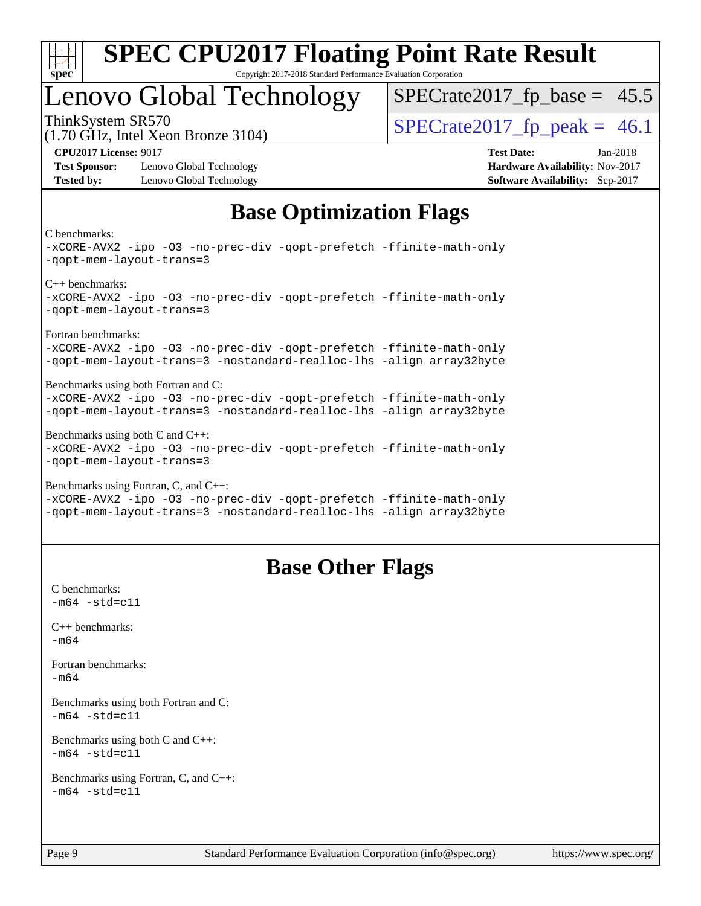# Base Optimization Flags

C benchmarks:
-xCORE-AVX2 -ipo -O3 -no-prec-div -qopt-prefetch -ffinite-math-only
-qopt-mem-layout-trans=3

C++ benchmarks:
-xCORE-AVX2 -ipo -O3 -no-prec-div -qopt-prefetch -ffinite-math-only
-qopt-mem-layout-trans=3

Fortran benchmarks:
-xCORE-AVX2 -ipo -O3 -no-prec-div -qopt-prefetch -ffinite-math-only
-qopt-mem-layout-trans=3 -nostandard-realloc-lhs -align array32byte

Benchmarks using both Fortran and C:
-xCORE-AVX2 -ipo -O3 -no-prec-div -qopt-prefetch -ffinite-math-only
-qopt-mem-layout-trans=3 -nostandard-realloc-lhs -align array32byte

Benchmarks using both C and C++:
-xCORE-AVX2 -ipo -O3 -no-prec-div -qopt-prefetch -ffinite-math-only
-qopt-mem-layout-trans=3

Benchmarks using Fortran, C, and C++:
-xCORE-AVX2 -ipo -O3 -no-prec-div -qopt-prefetch -ffinite-math-only
-qopt-mem-layout-trans=3 -nostandard-realloc-lhs -align array32byte

# Base Other Flags

C benchmarks:
-m64 -std=c11

C++ benchmarks:
-m64

Fortran benchmarks:
-m64

Benchmarks using both Fortran and C:
-m64 -std=c11

Benchmarks using both C and C++:
-m64 -std=c11

Benchmarks using Fortran, C, and C++:
-m64 -std=c11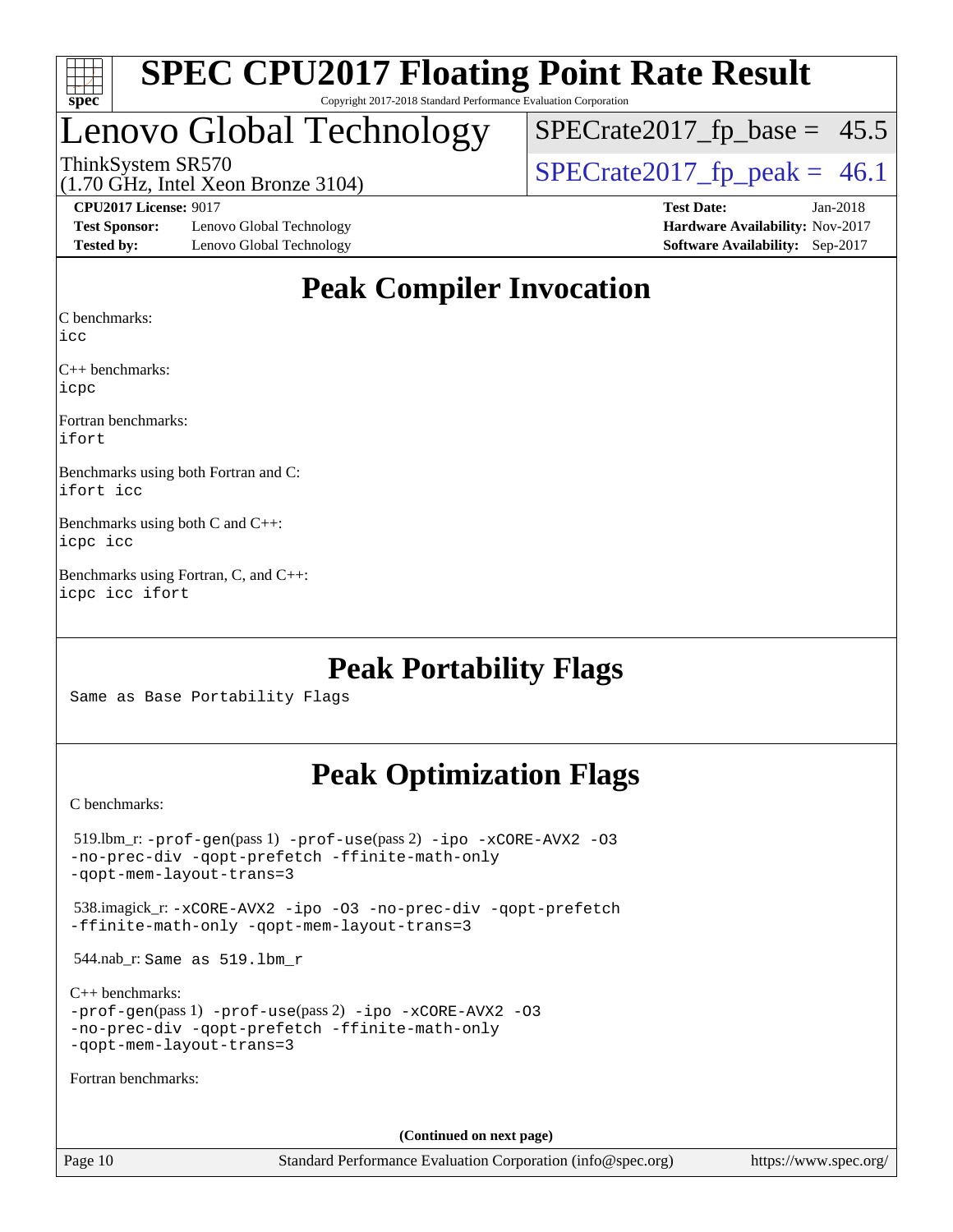# SPEC CPU2017 Floating Point Rate Result

Copyright 2017-2018 Standard Performance Evaluation Corporation

# Lenovo Global Technology

ThinkSystem SR570
(1.70 GHz, Intel Xeon Bronze 3104)

SPECrate2017_fp_base = 45.5

SPECrate2017_fp_peak = 46.1

**CPU2017 License:** 9017
**Test Sponsor:** Lenovo Global Technology
**Tested by:** Lenovo Global Technology

**Test Date:** Jan-2018
**Hardware Availability:** Nov-2017
**Software Availability:** Sep-2017

## Peak Compiler Invocation

C benchmarks:
icc

C++ benchmarks:
icpc

Fortran benchmarks:
ifort

Benchmarks using both Fortran and C:
ifort icc

Benchmarks using both C and C++:
icpc icc

Benchmarks using Fortran, C, and C++:
icpc icc ifort

## Peak Portability Flags

Same as Base Portability Flags

## Peak Optimization Flags

C benchmarks:

519.lbm_r: -prof-gen(pass 1) -prof-use(pass 2) -ipo -xCORE-AVX2 -O3 -no-prec-div -qopt-prefetch -ffinite-math-only -qopt-mem-layout-trans=3

538.imagick_r: -xCORE-AVX2 -ipo -O3 -no-prec-div -qopt-prefetch -ffinite-math-only -qopt-mem-layout-trans=3

544.nab_r: Same as 519.lbm_r

C++ benchmarks:
-prof-gen(pass 1) -prof-use(pass 2) -ipo -xCORE-AVX2 -O3 -no-prec-div -qopt-prefetch -ffinite-math-only -qopt-mem-layout-trans=3

Fortran benchmarks:

(Continued on next page)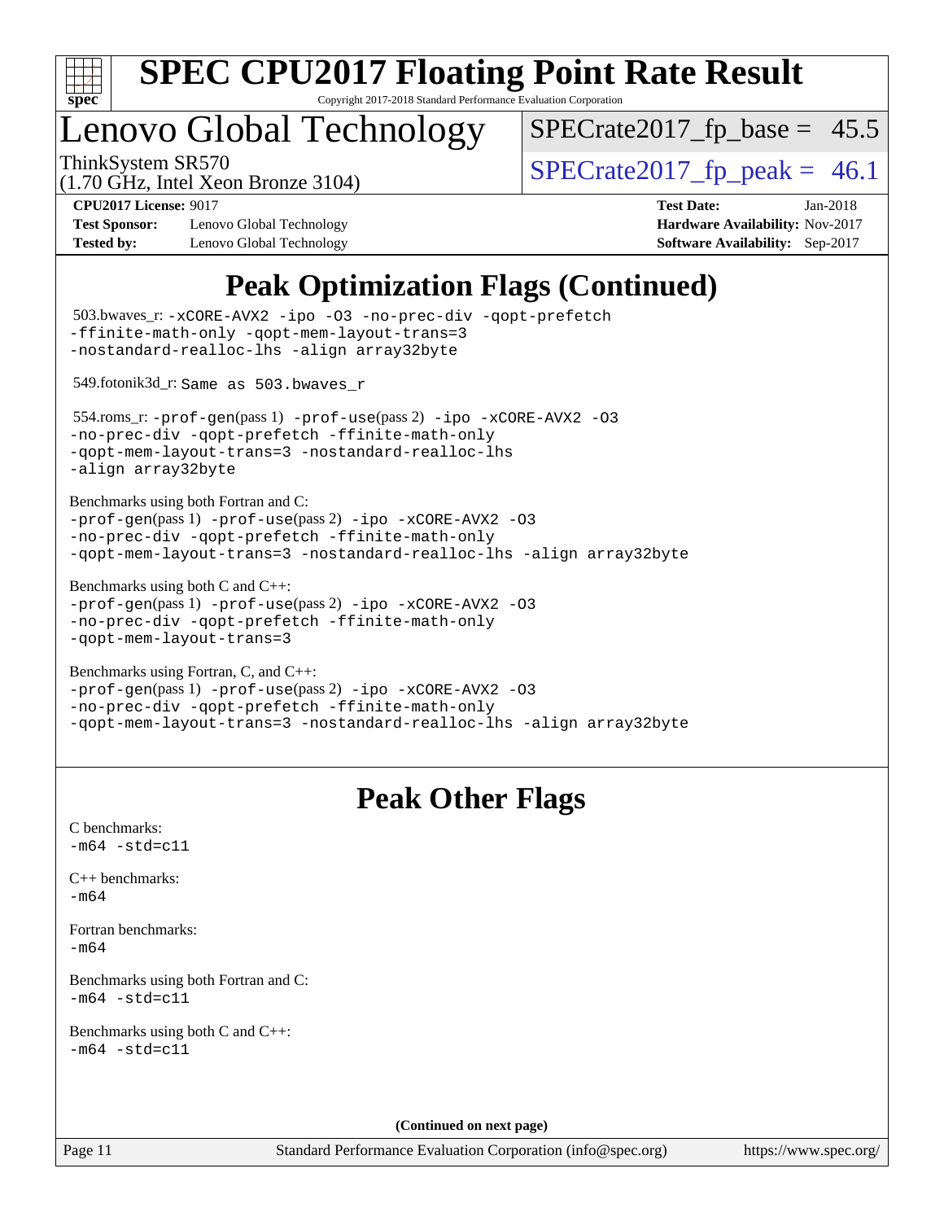# Peak Optimization Flags (Continued)

503.bwaves_r: -xCORE-AVX2 -ipo -O3 -no-prec-div -qopt-prefetch -ffinite-math-only -qopt-mem-layout-trans=3 -nostandard-realloc-lhs -align array32byte

549.fotonik3d_r: Same as 503.bwaves_r

554.roms_r: -prof-gen(pass 1) -prof-use(pass 2) -ipo -xCORE-AVX2 -O3 -no-prec-div -qopt-prefetch -ffinite-math-only -qopt-mem-layout-trans=3 -nostandard-realloc-lhs -align array32byte

Benchmarks using both Fortran and C:
-prof-gen(pass 1) -prof-use(pass 2) -ipo -xCORE-AVX2 -O3 -no-prec-div -qopt-prefetch -ffinite-math-only -qopt-mem-layout-trans=3 -nostandard-realloc-lhs -align array32byte

Benchmarks using both C and C++:
-prof-gen(pass 1) -prof-use(pass 2) -ipo -xCORE-AVX2 -O3 -no-prec-div -qopt-prefetch -ffinite-math-only -qopt-mem-layout-trans=3

Benchmarks using Fortran, C, and C++:
-prof-gen(pass 1) -prof-use(pass 2) -ipo -xCORE-AVX2 -O3 -no-prec-div -qopt-prefetch -ffinite-math-only -qopt-mem-layout-trans=3 -nostandard-realloc-lhs -align array32byte

# Peak Other Flags

C benchmarks:
-m64 -std=c11

C++ benchmarks:
-m64

Fortran benchmarks:
-m64

Benchmarks using both Fortran and C:
-m64 -std=c11

Benchmarks using both C and C++:
-m64 -std=c11

**(Continued on next page)**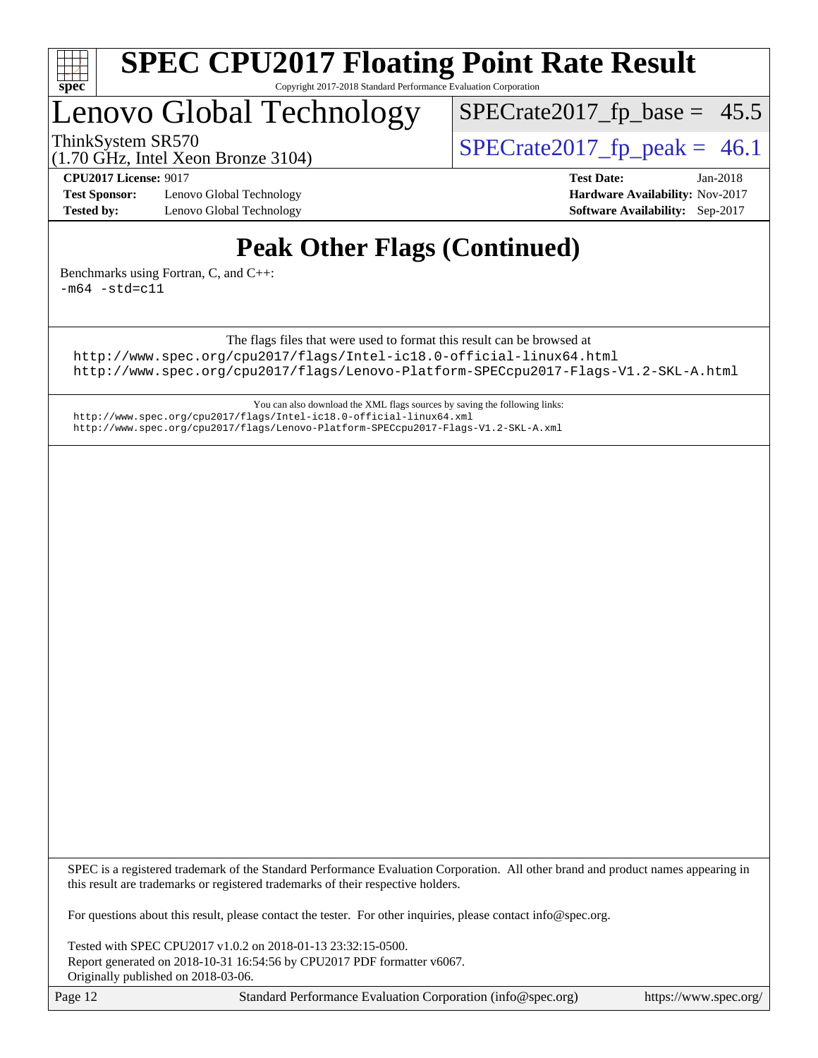# Peak Other Flags (Continued)

Benchmarks using Fortran, C, and C++:
-m64 -std=c11

The flags files that were used to format this result can be browsed at
http://www.spec.org/cpu2017/flags/Intel-ic18.0-official-linux64.html
http://www.spec.org/cpu2017/flags/Lenovo-Platform-SPECcpu2017-Flags-V1.2-SKL-A.html

You can also download the XML flags sources by saving the following links:
http://www.spec.org/cpu2017/flags/Intel-ic18.0-official-linux64.xml
http://www.spec.org/cpu2017/flags/Lenovo-Platform-SPECcpu2017-Flags-V1.2-SKL-A.xml

SPEC is a registered trademark of the Standard Performance Evaluation Corporation. All other brand and product names appearing in this result are trademarks or registered trademarks of their respective holders.

For questions about this result, please contact the tester. For other inquiries, please contact info@spec.org.

Tested with SPEC CPU2017 v1.0.2 on 2018-01-13 23:32:15-0500.
Report generated on 2018-10-31 16:54:56 by CPU2017 PDF formatter v6067.
Originally published on 2018-03-06.